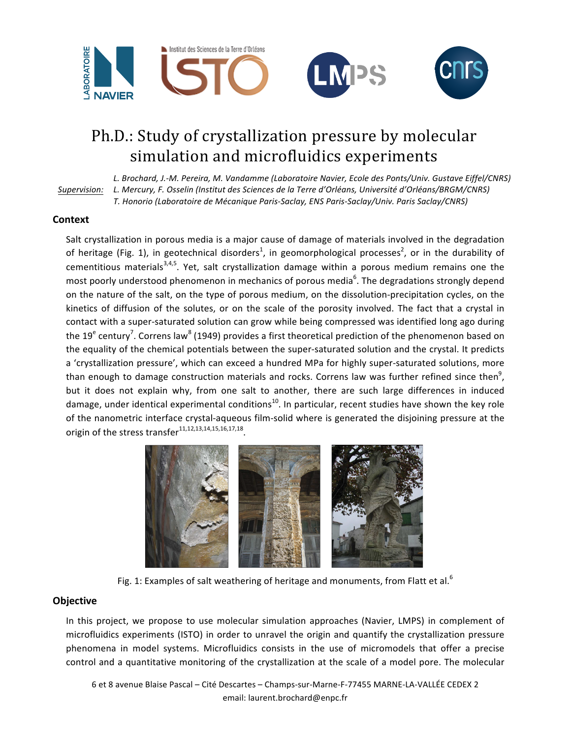# Ph.D.: Study of crystallization pressure by molecular simulation and microfluidics experiments

<u>*Supervision:*</u> *L. Brochard, J.-M. Pereira, M. Vandamme (Laboratoire Navier, Ecole des Ponts/Univ. Gustave Eiffel/CNRS)*
*L. Mercury, F. Osselin (Institut des Sciences de la Terre d'Orléans, Université d'Orléans/BRGM/CNRS)*
*T. Honorio (Laboratoire de Mécanique Paris-Saclay, ENS Paris-Saclay/Univ. Paris Saclay/CNRS)*

## Context

Salt crystallization in porous media is a major cause of damage of materials involved in the degradation of heritage (Fig. 1), in geotechnical disorders[1], in geomorphological processes[2], or in the durability of cementitious materials[3,4,5]. Yet, salt crystallization damage within a porous medium remains one the most poorly understood phenomenon in mechanics of porous media[6]. The degradations strongly depend on the nature of the salt, on the type of porous medium, on the dissolution-precipitation cycles, on the kinetics of diffusion of the solutes, or on the scale of the porosity involved. The fact that a crystal in contact with a super-saturated solution can grow while being compressed was identified long ago during the 19e century[7]. Correns law[8] (1949) provides a first theoretical prediction of the phenomenon based on the equality of the chemical potentials between the super-saturated solution and the crystal. It predicts a 'crystallization pressure', which can exceed a hundred MPa for highly super-saturated solutions, more than enough to damage construction materials and rocks. Correns law was further refined since then[9], but it does not explain why, from one salt to another, there are such large differences in induced damage, under identical experimental conditions[10]. In particular, recent studies have shown the key role of the nanometric interface crystal-aqueous film-solid where is generated the disjoining pressure at the origin of the stress transfer[11,12,13,14,15,16,17,18].

Fig. 1: Examples of salt weathering of heritage and monuments, from Flatt et al.[6]

## Objective

In this project, we propose to use molecular simulation approaches (Navier, LMPS) in complement of microfluidics experiments (ISTO) in order to unravel the origin and quantify the crystallization pressure phenomena in model systems. Microfluidics consists in the use of micromodels that offer a precise control and a quantitative monitoring of the crystallization at the scale of a model pore. The molecular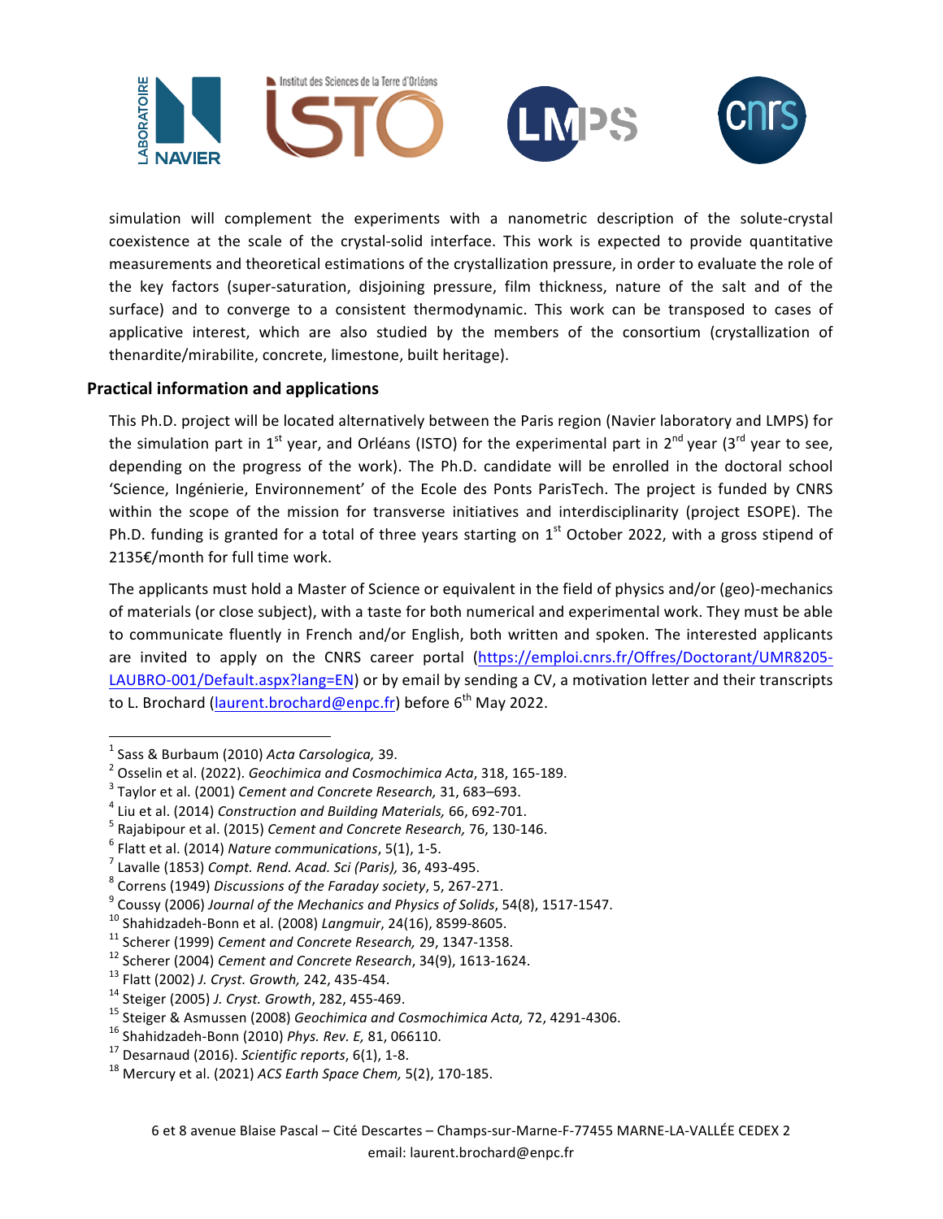simulation will complement the experiments with a nanometric description of the solute-crystal coexistence at the scale of the crystal-solid interface. This work is expected to provide quantitative measurements and theoretical estimations of the crystallization pressure, in order to evaluate the role of the key factors (super-saturation, disjoining pressure, film thickness, nature of the salt and of the surface) and to converge to a consistent thermodynamic. This work can be transposed to cases of applicative interest, which are also studied by the members of the consortium (crystallization of thenardite/mirabilite, concrete, limestone, built heritage).

## Practical information and applications

This Ph.D. project will be located alternatively between the Paris region (Navier laboratory and LMPS) for the simulation part in 1st year, and Orléans (ISTO) for the experimental part in 2nd year (3rd year to see, depending on the progress of the work). The Ph.D. candidate will be enrolled in the doctoral school 'Science, Ingénierie, Environnement' of the Ecole des Ponts ParisTech. The project is funded by CNRS within the scope of the mission for transverse initiatives and interdisciplinarity (project ESOPE). The Ph.D. funding is granted for a total of three years starting on 1st October 2022, with a gross stipend of 2135€/month for full time work.

The applicants must hold a Master of Science or equivalent in the field of physics and/or (geo)-mechanics of materials (or close subject), with a taste for both numerical and experimental work. They must be able to communicate fluently in French and/or English, both written and spoken. The interested applicants are invited to apply on the CNRS career portal (https://emploi.cnrs.fr/Offres/Doctorant/UMR8205-LAUBRO-001/Default.aspx?lang=EN) or by email by sending a CV, a motivation letter and their transcripts to L. Brochard (laurent.brochard@enpc.fr) before 6th May 2022.

---

[1] Sass & Burbaum (2010) *Acta Carsologica,* 39.
[2] Osselin et al. (2022). *Geochimica and Cosmochimica Acta*, 318, 165-189.
[3] Taylor et al. (2001) *Cement and Concrete Research,* 31, 683–693.
[4] Liu et al. (2014) *Construction and Building Materials,* 66, 692-701.
[5] Rajabipour et al. (2015) *Cement and Concrete Research,* 76, 130-146.
[6] Flatt et al. (2014) *Nature communications*, 5(1), 1-5.
[7] Lavalle (1853) *Compt. Rend. Acad. Sci (Paris),* 36, 493-495.
[8] Correns (1949) *Discussions of the Faraday society*, 5, 267-271.
[9] Coussy (2006) *Journal of the Mechanics and Physics of Solids*, 54(8), 1517-1547.
[10] Shahidzadeh-Bonn et al. (2008) *Langmuir*, 24(16), 8599-8605.
[11] Scherer (1999) *Cement and Concrete Research,* 29, 1347-1358.
[12] Scherer (2004) *Cement and Concrete Research*, 34(9), 1613-1624.
[13] Flatt (2002) *J. Cryst. Growth,* 242, 435-454.
[14] Steiger (2005) *J. Cryst. Growth*, 282, 455-469.
[15] Steiger & Asmussen (2008) *Geochimica and Cosmochimica Acta,* 72, 4291-4306.
[16] Shahidzadeh-Bonn (2010) *Phys. Rev. E,* 81, 066110.
[17] Desarnaud (2016). *Scientific reports*, 6(1), 1-8.
[18] Mercury et al. (2021) *ACS Earth Space Chem,* 5(2), 170-185.

6 et 8 avenue Blaise Pascal – Cité Descartes – Champs-sur-Marne-F-77455 MARNE-LA-VALLÉE CEDEX 2
email: laurent.brochard@enpc.fr